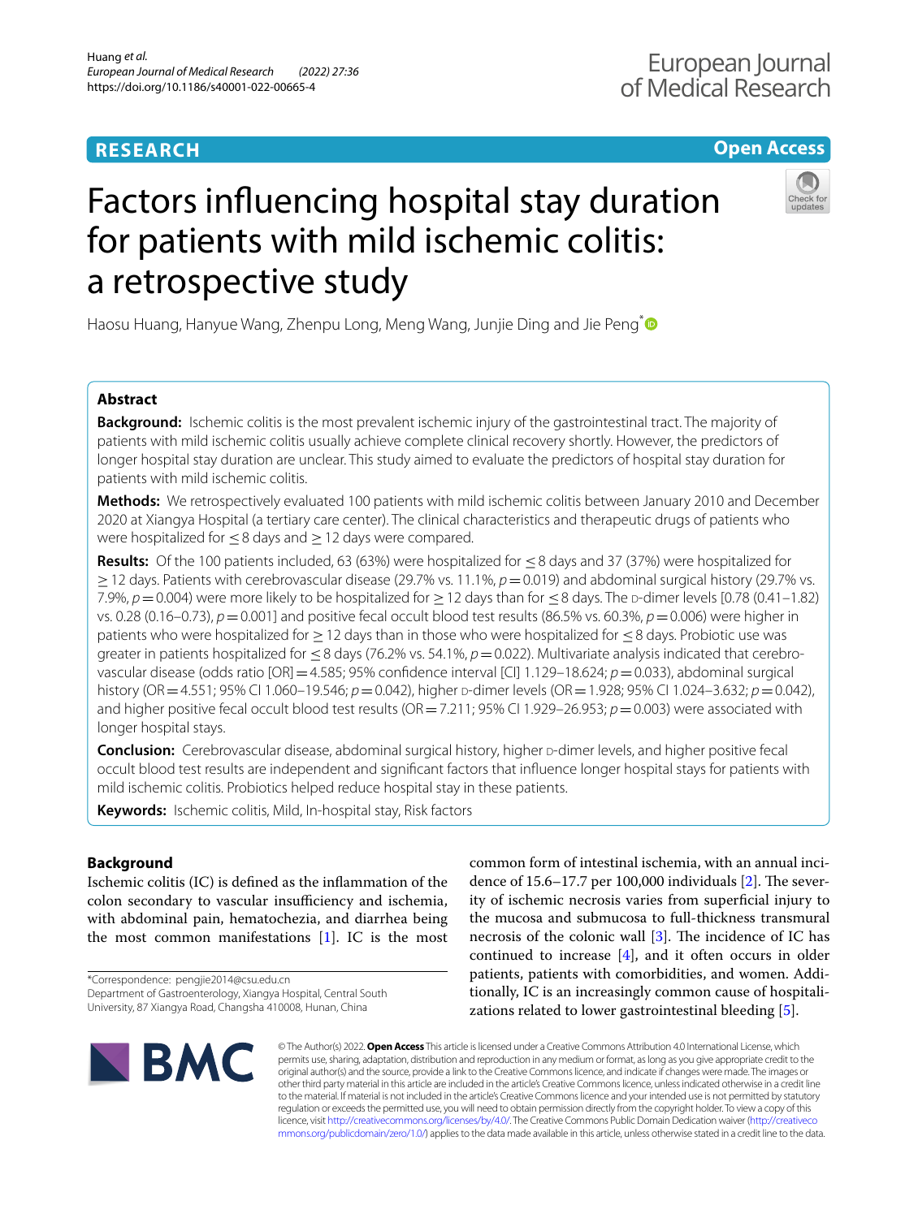**RESEARCH** **Open Access**

# Factors influencing hospital stay duration for patients with mild ischemic colitis: a retrospective study

Haosu Huang, Hanyue Wang, Zhenpu Long, Meng Wang, Junjie Ding and Jie Peng*

## Abstract

**Background:** Ischemic colitis is the most prevalent ischemic injury of the gastrointestinal tract. The majority of patients with mild ischemic colitis usually achieve complete clinical recovery shortly. However, the predictors of longer hospital stay duration are unclear. This study aimed to evaluate the predictors of hospital stay duration for patients with mild ischemic colitis.

**Methods:** We retrospectively evaluated 100 patients with mild ischemic colitis between January 2010 and December 2020 at Xiangya Hospital (a tertiary care center). The clinical characteristics and therapeutic drugs of patients who were hospitalized for ≤ 8 days and ≥ 12 days were compared.

**Results:** Of the 100 patients included, 63 (63%) were hospitalized for ≤ 8 days and 37 (37%) were hospitalized for ≥ 12 days. Patients with cerebrovascular disease (29.7% vs. 11.1%, $p = 0.019$) and abdominal surgical history (29.7% vs. 7.9%, $p = 0.004$) were more likely to be hospitalized for ≥ 12 days than for ≤ 8 days. The D-dimer levels [0.78 (0.41–1.82) vs. 0.28 (0.16–0.73), $p = 0.001$] and positive fecal occult blood test results (86.5% vs. 60.3%, $p = 0.006$) were higher in patients who were hospitalized for ≥ 12 days than in those who were hospitalized for ≤ 8 days. Probiotic use was greater in patients hospitalized for ≤ 8 days (76.2% vs. 54.1%, $p = 0.022$). Multivariate analysis indicated that cerebrovascular disease (odds ratio [OR] = 4.585; 95% confidence interval [CI] 1.129–18.624; $p = 0.033$), abdominal surgical history (OR = 4.551; 95% CI 1.060–19.546; $p = 0.042$), higher D-dimer levels (OR = 1.928; 95% CI 1.024–3.632; $p = 0.042$), and higher positive fecal occult blood test results (OR = 7.211; 95% CI 1.929–26.953; $p = 0.003$) were associated with longer hospital stays.

**Conclusion:** Cerebrovascular disease, abdominal surgical history, higher D-dimer levels, and higher positive fecal occult blood test results are independent and significant factors that influence longer hospital stays for patients with mild ischemic colitis. Probiotics helped reduce hospital stay in these patients.

**Keywords:** Ischemic colitis, Mild, In-hospital stay, Risk factors

## Background

Ischemic colitis (IC) is defined as the inflammation of the colon secondary to vascular insufficiency and ischemia, with abdominal pain, hematochezia, and diarrhea being the most common manifestations [1]. IC is the most common form of intestinal ischemia, with an annual incidence of 15.6–17.7 per 100,000 individuals [2]. The severity of ischemic necrosis varies from superficial injury to the mucosa and submucosa to full-thickness transmural necrosis of the colonic wall [3]. The incidence of IC has continued to increase [4], and it often occurs in older patients, patients with comorbidities, and women. Additionally, IC is an increasingly common cause of hospitalizations related to lower gastrointestinal bleeding [5].

*Correspondence: pengjie2014@csu.edu.cn
Department of Gastroenterology, Xiangya Hospital, Central South University, 87 Xiangya Road, Changsha 410008, Hunan, China

© The Author(s) 2022. **Open Access** This article is licensed under a Creative Commons Attribution 4.0 International License, which permits use, sharing, adaptation, distribution and reproduction in any medium or format, as long as you give appropriate credit to the original author(s) and the source, provide a link to the Creative Commons licence, and indicate if changes were made. The images or other third party material in this article are included in the article's Creative Commons licence, unless indicated otherwise in a credit line to the material. If material is not included in the article's Creative Commons licence and your intended use is not permitted by statutory regulation or exceeds the permitted use, you will need to obtain permission directly from the copyright holder. To view a copy of this licence, visit http://creativecommons.org/licenses/by/4.0/. The Creative Commons Public Domain Dedication waiver (http://creativecommons.org/publicdomain/zero/1.0/) applies to the data made available in this article, unless otherwise stated in a credit line to the data.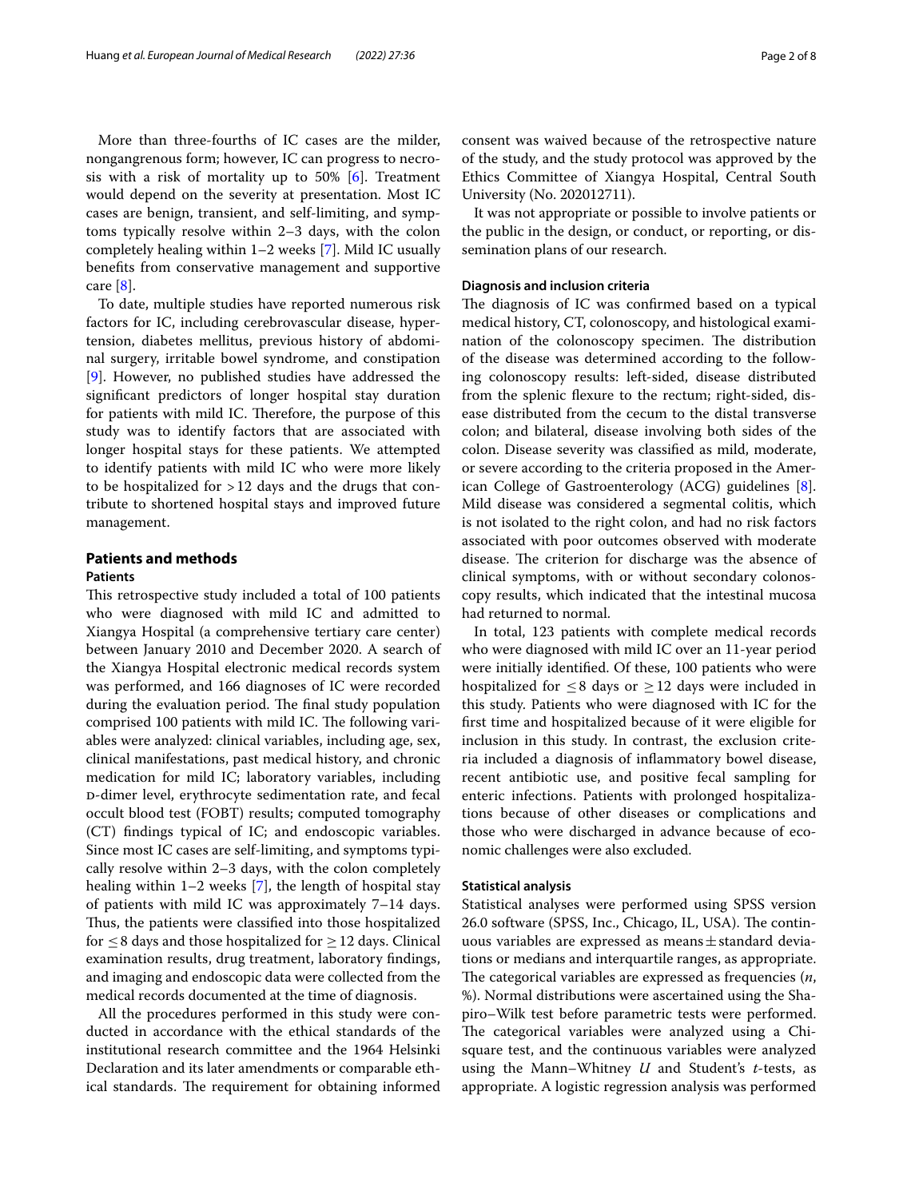More than three-fourths of IC cases are the milder, nongangrenous form; however, IC can progress to necrosis with a risk of mortality up to 50% [6]. Treatment would depend on the severity at presentation. Most IC cases are benign, transient, and self-limiting, and symptoms typically resolve within 2–3 days, with the colon completely healing within 1–2 weeks [7]. Mild IC usually benefits from conservative management and supportive care [8].

To date, multiple studies have reported numerous risk factors for IC, including cerebrovascular disease, hypertension, diabetes mellitus, previous history of abdominal surgery, irritable bowel syndrome, and constipation [9]. However, no published studies have addressed the significant predictors of longer hospital stay duration for patients with mild IC. Therefore, the purpose of this study was to identify factors that are associated with longer hospital stays for these patients. We attempted to identify patients with mild IC who were more likely to be hospitalized for >12 days and the drugs that contribute to shortened hospital stays and improved future management.

## Patients and methods

### Patients

This retrospective study included a total of 100 patients who were diagnosed with mild IC and admitted to Xiangya Hospital (a comprehensive tertiary care center) between January 2010 and December 2020. A search of the Xiangya Hospital electronic medical records system was performed, and 166 diagnoses of IC were recorded during the evaluation period. The final study population comprised 100 patients with mild IC. The following variables were analyzed: clinical variables, including age, sex, clinical manifestations, past medical history, and chronic medication for mild IC; laboratory variables, including D-dimer level, erythrocyte sedimentation rate, and fecal occult blood test (FOBT) results; computed tomography (CT) findings typical of IC; and endoscopic variables. Since most IC cases are self-limiting, and symptoms typically resolve within 2–3 days, with the colon completely healing within 1–2 weeks [7], the length of hospital stay of patients with mild IC was approximately 7–14 days. Thus, the patients were classified into those hospitalized for ≤8 days and those hospitalized for ≥12 days. Clinical examination results, drug treatment, laboratory findings, and imaging and endoscopic data were collected from the medical records documented at the time of diagnosis.

All the procedures performed in this study were conducted in accordance with the ethical standards of the institutional research committee and the 1964 Helsinki Declaration and its later amendments or comparable ethical standards. The requirement for obtaining informed consent was waived because of the retrospective nature of the study, and the study protocol was approved by the Ethics Committee of Xiangya Hospital, Central South University (No. 202012711).

It was not appropriate or possible to involve patients or the public in the design, or conduct, or reporting, or dissemination plans of our research.

### Diagnosis and inclusion criteria

The diagnosis of IC was confirmed based on a typical medical history, CT, colonoscopy, and histological examination of the colonoscopy specimen. The distribution of the disease was determined according to the following colonoscopy results: left-sided, disease distributed from the splenic flexure to the rectum; right-sided, disease distributed from the cecum to the distal transverse colon; and bilateral, disease involving both sides of the colon. Disease severity was classified as mild, moderate, or severe according to the criteria proposed in the American College of Gastroenterology (ACG) guidelines [8]. Mild disease was considered a segmental colitis, which is not isolated to the right colon, and had no risk factors associated with poor outcomes observed with moderate disease. The criterion for discharge was the absence of clinical symptoms, with or without secondary colonoscopy results, which indicated that the intestinal mucosa had returned to normal.

In total, 123 patients with complete medical records who were diagnosed with mild IC over an 11-year period were initially identified. Of these, 100 patients who were hospitalized for ≤8 days or ≥12 days were included in this study. Patients who were diagnosed with IC for the first time and hospitalized because of it were eligible for inclusion in this study. In contrast, the exclusion criteria included a diagnosis of inflammatory bowel disease, recent antibiotic use, and positive fecal sampling for enteric infections. Patients with prolonged hospitalizations because of other diseases or complications and those who were discharged in advance because of economic challenges were also excluded.

### Statistical analysis

Statistical analyses were performed using SPSS version 26.0 software (SPSS, Inc., Chicago, IL, USA). The continuous variables are expressed as means ± standard deviations or medians and interquartile ranges, as appropriate. The categorical variables are expressed as frequencies (*n*, %). Normal distributions were ascertained using the Shapiro–Wilk test before parametric tests were performed. The categorical variables were analyzed using a Chi-square test, and the continuous variables were analyzed using the Mann–Whitney *U* and Student's *t*-tests, as appropriate. A logistic regression analysis was performed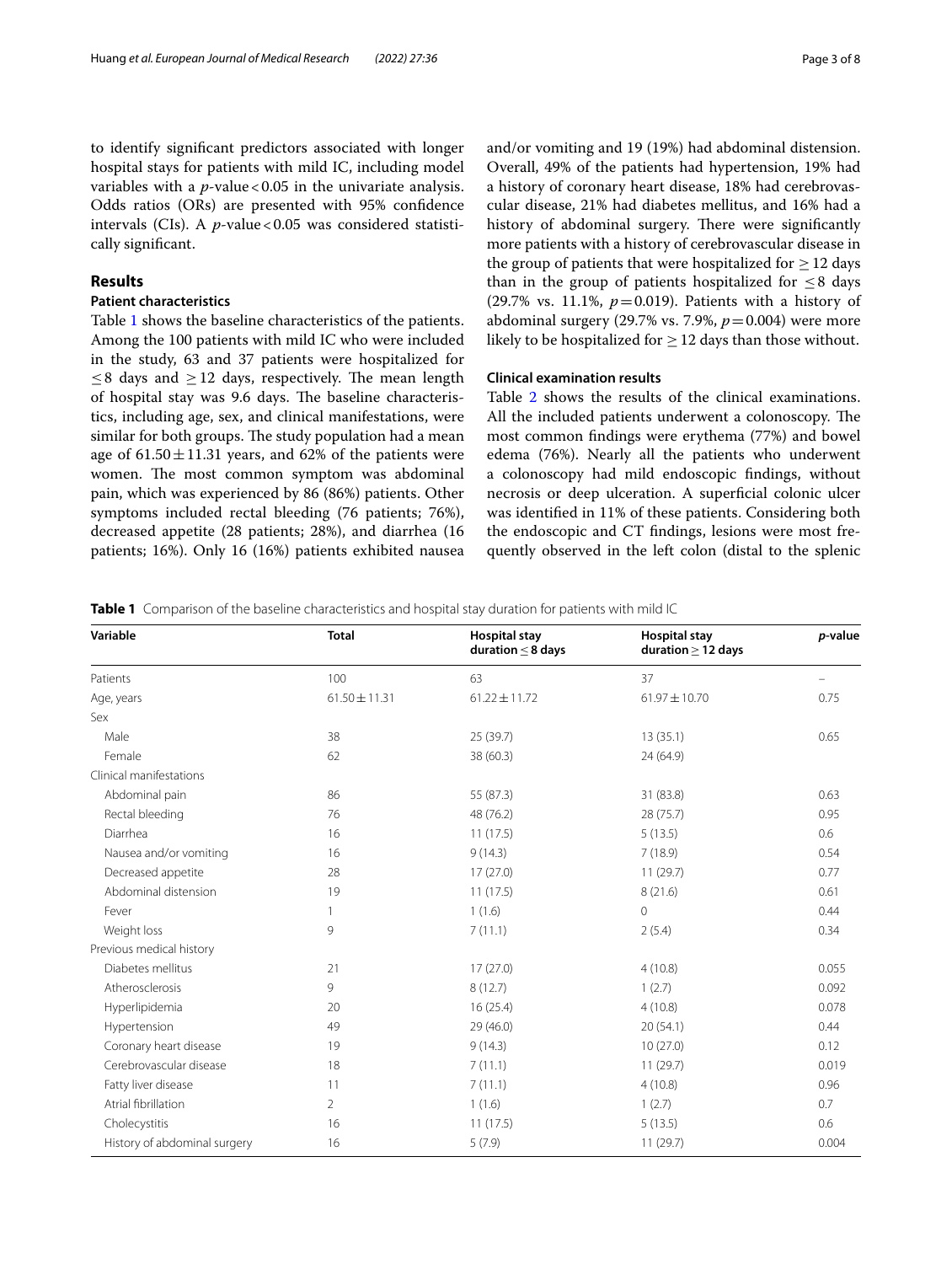to identify significant predictors associated with longer hospital stays for patients with mild IC, including model variables with a $p$-value < 0.05 in the univariate analysis. Odds ratios (ORs) are presented with 95% confidence intervals (CIs). A $p$-value < 0.05 was considered statistically significant.

## Results

### Patient characteristics

Table 1 shows the baseline characteristics of the patients. Among the 100 patients with mild IC who were included in the study, 63 and 37 patients were hospitalized for $\leq 8$ days and $\geq 12$ days, respectively. The mean length of hospital stay was 9.6 days. The baseline characteristics, including age, sex, and clinical manifestations, were similar for both groups. The study population had a mean age of $61.50 \pm 11.31$ years, and 62% of the patients were women. The most common symptom was abdominal pain, which was experienced by 86 (86%) patients. Other symptoms included rectal bleeding (76 patients; 76%), decreased appetite (28 patients; 28%), and diarrhea (16 patients; 16%). Only 16 (16%) patients exhibited nausea and/or vomiting and 19 (19%) had abdominal distension. Overall, 49% of the patients had hypertension, 19% had a history of coronary heart disease, 18% had cerebrovascular disease, 21% had diabetes mellitus, and 16% had a history of abdominal surgery. There were significantly more patients with a history of cerebrovascular disease in the group of patients that were hospitalized for $\geq 12$ days than in the group of patients hospitalized for $\leq 8$ days (29.7% vs. 11.1%, $p = 0.019$). Patients with a history of abdominal surgery (29.7% vs. 7.9%, $p = 0.004$) were more likely to be hospitalized for $\geq 12$ days than those without.

### Clinical examination results

Table 2 shows the results of the clinical examinations. All the included patients underwent a colonoscopy. The most common findings were erythema (77%) and bowel edema (76%). Nearly all the patients who underwent a colonoscopy had mild endoscopic findings, without necrosis or deep ulceration. A superficial colonic ulcer was identified in 11% of these patients. Considering both the endoscopic and CT findings, lesions were most frequently observed in the left colon (distal to the splenic

**Table 1** Comparison of the baseline characteristics and hospital stay duration for patients with mild IC

| Variable | Total | Hospital stay duration ≤ 8 days | Hospital stay duration ≥ 12 days | $p$-value |
|---|---|---|---|---|
| Patients | 100 | 63 | 37 | – |
| Age, years | 61.50 ± 11.31 | 61.22 ± 11.72 | 61.97 ± 10.70 | 0.75 |
| Sex | | | | |
| Male | 38 | 25 (39.7) | 13 (35.1) | 0.65 |
| Female | 62 | 38 (60.3) | 24 (64.9) | |
| Clinical manifestations | | | | |
| Abdominal pain | 86 | 55 (87.3) | 31 (83.8) | 0.63 |
| Rectal bleeding | 76 | 48 (76.2) | 28 (75.7) | 0.95 |
| Diarrhea | 16 | 11 (17.5) | 5 (13.5) | 0.6 |
| Nausea and/or vomiting | 16 | 9 (14.3) | 7 (18.9) | 0.54 |
| Decreased appetite | 28 | 17 (27.0) | 11 (29.7) | 0.77 |
| Abdominal distension | 19 | 11 (17.5) | 8 (21.6) | 0.61 |
| Fever | 1 | 1 (1.6) | 0 | 0.44 |
| Weight loss | 9 | 7 (11.1) | 2 (5.4) | 0.34 |
| Previous medical history | | | | |
| Diabetes mellitus | 21 | 17 (27.0) | 4 (10.8) | 0.055 |
| Atherosclerosis | 9 | 8 (12.7) | 1 (2.7) | 0.092 |
| Hyperlipidemia | 20 | 16 (25.4) | 4 (10.8) | 0.078 |
| Hypertension | 49 | 29 (46.0) | 20 (54.1) | 0.44 |
| Coronary heart disease | 19 | 9 (14.3) | 10 (27.0) | 0.12 |
| Cerebrovascular disease | 18 | 7 (11.1) | 11 (29.7) | 0.019 |
| Fatty liver disease | 11 | 7 (11.1) | 4 (10.8) | 0.96 |
| Atrial fibrillation | 2 | 1 (1.6) | 1 (2.7) | 0.7 |
| Cholecystitis | 16 | 11 (17.5) | 5 (13.5) | 0.6 |
| History of abdominal surgery | 16 | 5 (7.9) | 11 (29.7) | 0.004 |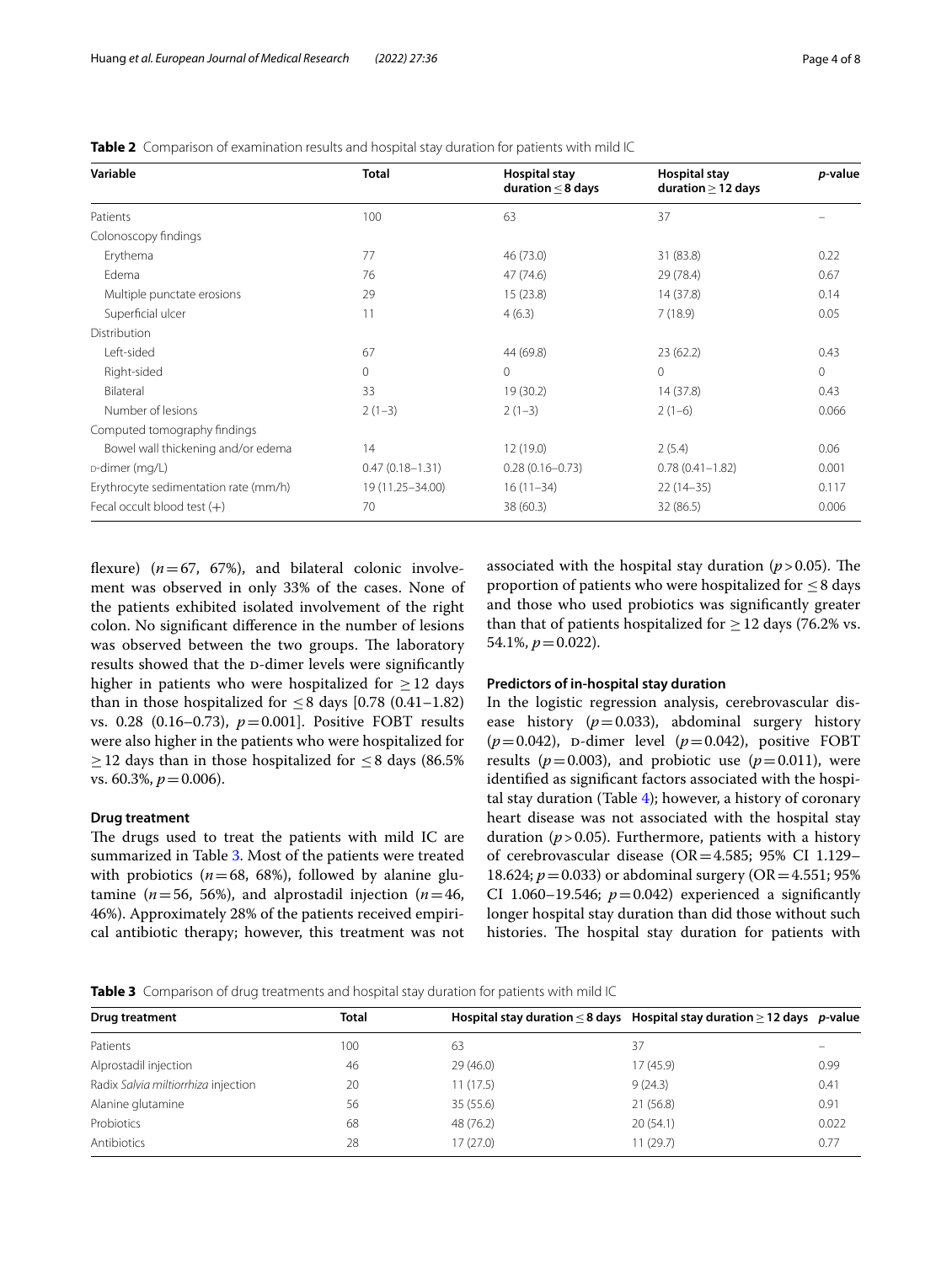**Table 2** Comparison of examination results and hospital stay duration for patients with mild IC

| Variable | Total | Hospital stay duration ≤ 8 days | Hospital stay duration ≥ 12 days | *p*-value |
|---|---|---|---|---|
| Patients | 100 | 63 | 37 | – |
| Colonoscopy findings | | | | |
| Erythema | 77 | 46 (73.0) | 31 (83.8) | 0.22 |
| Edema | 76 | 47 (74.6) | 29 (78.4) | 0.67 |
| Multiple punctate erosions | 29 | 15 (23.8) | 14 (37.8) | 0.14 |
| Superficial ulcer | 11 | 4 (6.3) | 7 (18.9) | 0.05 |
| Distribution | | | | |
| Left-sided | 67 | 44 (69.8) | 23 (62.2) | 0.43 |
| Right-sided | 0 | 0 | 0 | 0 |
| Bilateral | 33 | 19 (30.2) | 14 (37.8) | 0.43 |
| Number of lesions | 2 (1–3) | 2 (1–3) | 2 (1–6) | 0.066 |
| Computed tomography findings | | | | |
| Bowel wall thickening and/or edema | 14 | 12 (19.0) | 2 (5.4) | 0.06 |
| D-dimer (mg/L) | 0.47 (0.18–1.31) | 0.28 (0.16–0.73) | 0.78 (0.41–1.82) | 0.001 |
| Erythrocyte sedimentation rate (mm/h) | 19 (11.25–34.00) | 16 (11–34) | 22 (14–35) | 0.117 |
| Fecal occult blood test (+) | 70 | 38 (60.3) | 32 (86.5) | 0.006 |

flexure) ($n = 67$, 67%), and bilateral colonic involvement was observed in only 33% of the cases. None of the patients exhibited isolated involvement of the right colon. No significant difference in the number of lesions was observed between the two groups. The laboratory results showed that the D-dimer levels were significantly higher in patients who were hospitalized for ≥ 12 days than in those hospitalized for ≤ 8 days [0.78 (0.41–1.82) vs. 0.28 (0.16–0.73), $p = 0.001$]. Positive FOBT results were also higher in the patients who were hospitalized for ≥ 12 days than in those hospitalized for ≤ 8 days (86.5% vs. 60.3%, $p = 0.006$).

### Drug treatment

The drugs used to treat the patients with mild IC are summarized in Table 3. Most of the patients were treated with probiotics ($n = 68$, 68%), followed by alanine glutamine ($n = 56$, 56%), and alprostadil injection ($n = 46$, 46%). Approximately 28% of the patients received empirical antibiotic therapy; however, this treatment was not associated with the hospital stay duration ($p > 0.05$). The proportion of patients who were hospitalized for ≤ 8 days and those who used probiotics was significantly greater than that of patients hospitalized for ≥ 12 days (76.2% vs. 54.1%, $p = 0.022$).

### Predictors of in-hospital stay duration

In the logistic regression analysis, cerebrovascular disease history ($p = 0.033$), abdominal surgery history ($p = 0.042$), D-dimer level ($p = 0.042$), positive FOBT results ($p = 0.003$), and probiotic use ($p = 0.011$), were identified as significant factors associated with the hospital stay duration (Table 4); however, a history of coronary heart disease was not associated with the hospital stay duration ($p > 0.05$). Furthermore, patients with a history of cerebrovascular disease (OR = 4.585; 95% CI 1.129–18.624; $p = 0.033$) or abdominal surgery (OR = 4.551; 95% CI 1.060–19.546; $p = 0.042$) experienced a significantly longer hospital stay duration than did those without such histories. The hospital stay duration for patients with

**Table 3** Comparison of drug treatments and hospital stay duration for patients with mild IC

| Drug treatment | Total | Hospital stay duration ≤ 8 days | Hospital stay duration ≥ 12 days | *p*-value |
|---|---|---|---|---|
| Patients | 100 | 63 | 37 | – |
| Alprostadil injection | 46 | 29 (46.0) | 17 (45.9) | 0.99 |
| Radix *Salvia miltiorrhiza* injection | 20 | 11 (17.5) | 9 (24.3) | 0.41 |
| Alanine glutamine | 56 | 35 (55.6) | 21 (56.8) | 0.91 |
| Probiotics | 68 | 48 (76.2) | 20 (54.1) | 0.022 |
| Antibiotics | 28 | 17 (27.0) | 11 (29.7) | 0.77 |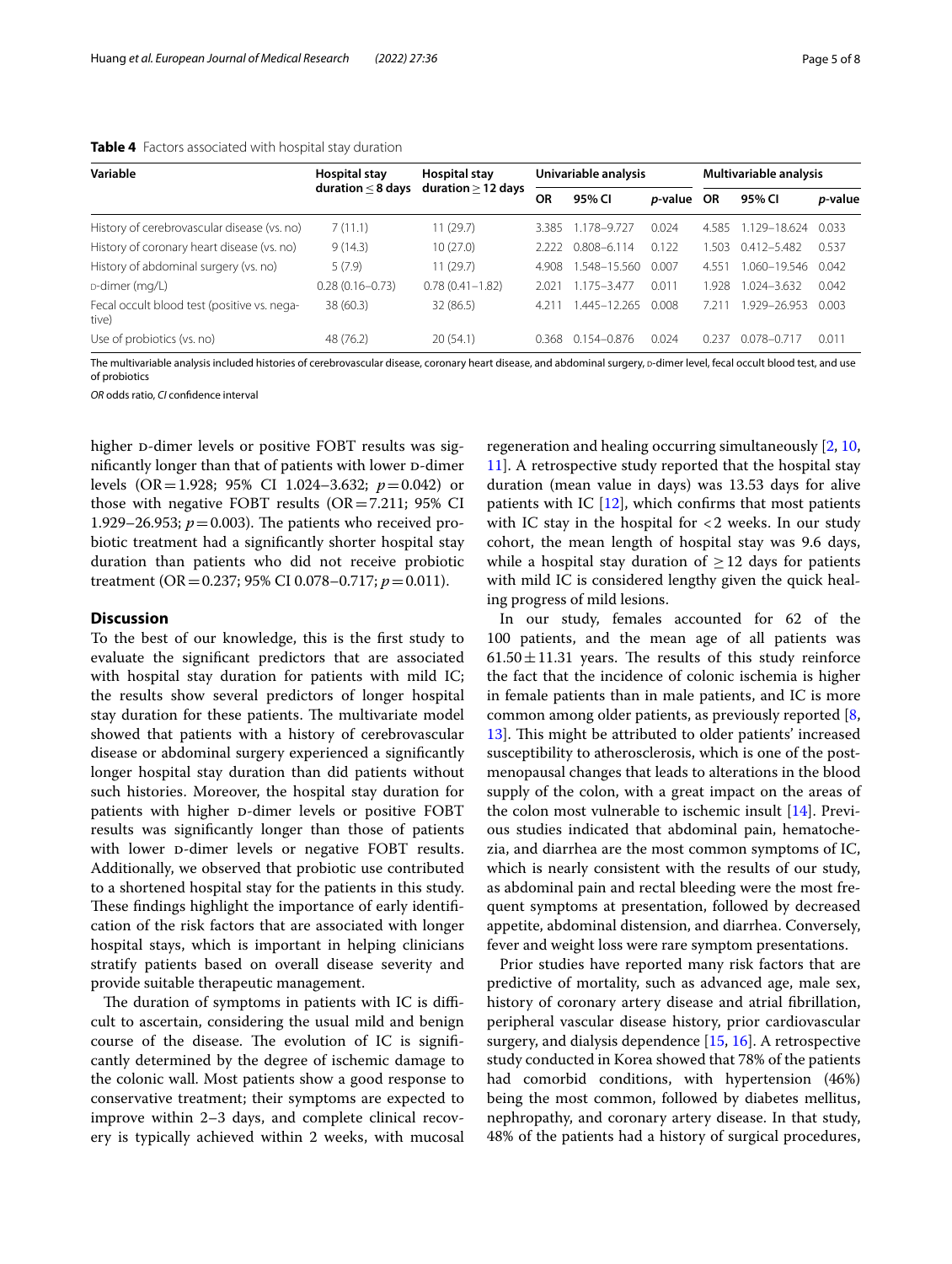**Table 4** Factors associated with hospital stay duration

| Variable | Hospital stay duration ≤ 8 days | Hospital stay duration ≥ 12 days | Univariable analysis | | | Multivariable analysis | | |
|---|---|---|---|---|---|---|---|---|
| | | | OR | 95% CI | *p*-value | OR | 95% CI | *p*-value |
| History of cerebrovascular disease (vs. no) | 7 (11.1) | 11 (29.7) | 3.385 | 1.178–9.727 | 0.024 | 4.585 | 1.129–18.624 | 0.033 |
| History of coronary heart disease (vs. no) | 9 (14.3) | 10 (27.0) | 2.222 | 0.808–6.114 | 0.122 | 1.503 | 0.412–5.482 | 0.537 |
| History of abdominal surgery (vs. no) | 5 (7.9) | 11 (29.7) | 4.908 | 1.548–15.560 | 0.007 | 4.551 | 1.060–19.546 | 0.042 |
| D-dimer (mg/L) | 0.28 (0.16–0.73) | 0.78 (0.41–1.82) | 2.021 | 1.175–3.477 | 0.011 | 1.928 | 1.024–3.632 | 0.042 |
| Fecal occult blood test (positive vs. negative) | 38 (60.3) | 32 (86.5) | 4.211 | 1.445–12.265 | 0.008 | 7.211 | 1.929–26.953 | 0.003 |
| Use of probiotics (vs. no) | 48 (76.2) | 20 (54.1) | 0.368 | 0.154–0.876 | 0.024 | 0.237 | 0.078–0.717 | 0.011 |

The multivariable analysis included histories of cerebrovascular disease, coronary heart disease, and abdominal surgery, D-dimer level, fecal occult blood test, and use of probiotics

*OR* odds ratio, *CI* confidence interval

higher D-dimer levels or positive FOBT results was significantly longer than that of patients with lower D-dimer levels (OR = 1.928; 95% CI 1.024–3.632; $p = 0.042$) or those with negative FOBT results (OR = 7.211; 95% CI 1.929–26.953; $p = 0.003$). The patients who received probiotic treatment had a significantly shorter hospital stay duration than patients who did not receive probiotic treatment (OR = 0.237; 95% CI 0.078–0.717; $p = 0.011$).

## Discussion

To the best of our knowledge, this is the first study to evaluate the significant predictors that are associated with hospital stay duration for patients with mild IC; the results show several predictors of longer hospital stay duration for these patients. The multivariate model showed that patients with a history of cerebrovascular disease or abdominal surgery experienced a significantly longer hospital stay duration than did patients without such histories. Moreover, the hospital stay duration for patients with higher D-dimer levels or positive FOBT results was significantly longer than those of patients with lower D-dimer levels or negative FOBT results. Additionally, we observed that probiotic use contributed to a shortened hospital stay for the patients in this study. These findings highlight the importance of early identification of the risk factors that are associated with longer hospital stays, which is important in helping clinicians stratify patients based on overall disease severity and provide suitable therapeutic management.

The duration of symptoms in patients with IC is difficult to ascertain, considering the usual mild and benign course of the disease. The evolution of IC is significantly determined by the degree of ischemic damage to the colonic wall. Most patients show a good response to conservative treatment; their symptoms are expected to improve within 2–3 days, and complete clinical recovery is typically achieved within 2 weeks, with mucosal regeneration and healing occurring simultaneously [2, 10, 11]. A retrospective study reported that the hospital stay duration (mean value in days) was 13.53 days for alive patients with IC [12], which confirms that most patients with IC stay in the hospital for < 2 weeks. In our study cohort, the mean length of hospital stay was 9.6 days, while a hospital stay duration of ≥ 12 days for patients with mild IC is considered lengthy given the quick healing progress of mild lesions.

In our study, females accounted for 62 of the 100 patients, and the mean age of all patients was $61.50 \pm 11.31$ years. The results of this study reinforce the fact that the incidence of colonic ischemia is higher in female patients than in male patients, and IC is more common among older patients, as previously reported [8, 13]. This might be attributed to older patients' increased susceptibility to atherosclerosis, which is one of the postmenopausal changes that leads to alterations in the blood supply of the colon, with a great impact on the areas of the colon most vulnerable to ischemic insult [14]. Previous studies indicated that abdominal pain, hematochezia, and diarrhea are the most common symptoms of IC, which is nearly consistent with the results of our study, as abdominal pain and rectal bleeding were the most frequent symptoms at presentation, followed by decreased appetite, abdominal distension, and diarrhea. Conversely, fever and weight loss were rare symptom presentations.

Prior studies have reported many risk factors that are predictive of mortality, such as advanced age, male sex, history of coronary artery disease and atrial fibrillation, peripheral vascular disease history, prior cardiovascular surgery, and dialysis dependence [15, 16]. A retrospective study conducted in Korea showed that 78% of the patients had comorbid conditions, with hypertension (46%) being the most common, followed by diabetes mellitus, nephropathy, and coronary artery disease. In that study, 48% of the patients had a history of surgical procedures,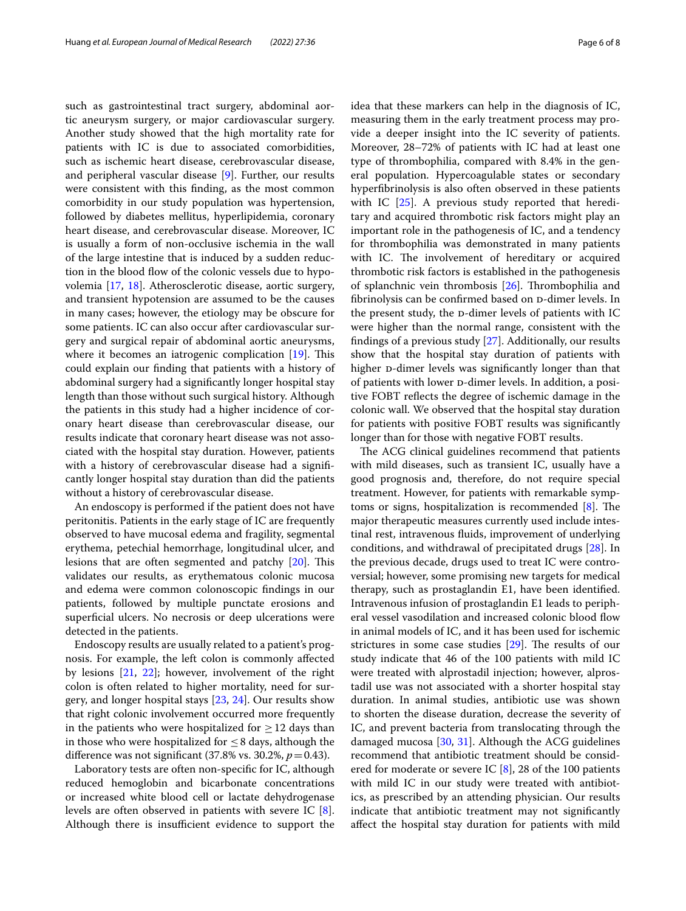such as gastrointestinal tract surgery, abdominal aortic aneurysm surgery, or major cardiovascular surgery. Another study showed that the high mortality rate for patients with IC is due to associated comorbidities, such as ischemic heart disease, cerebrovascular disease, and peripheral vascular disease [9]. Further, our results were consistent with this finding, as the most common comorbidity in our study population was hypertension, followed by diabetes mellitus, hyperlipidemia, coronary heart disease, and cerebrovascular disease. Moreover, IC is usually a form of non-occlusive ischemia in the wall of the large intestine that is induced by a sudden reduction in the blood flow of the colonic vessels due to hypovolemia [17, 18]. Atherosclerotic disease, aortic surgery, and transient hypotension are assumed to be the causes in many cases; however, the etiology may be obscure for some patients. IC can also occur after cardiovascular surgery and surgical repair of abdominal aortic aneurysms, where it becomes an iatrogenic complication [19]. This could explain our finding that patients with a history of abdominal surgery had a significantly longer hospital stay length than those without such surgical history. Although the patients in this study had a higher incidence of coronary heart disease than cerebrovascular disease, our results indicate that coronary heart disease was not associated with the hospital stay duration. However, patients with a history of cerebrovascular disease had a significantly longer hospital stay duration than did the patients without a history of cerebrovascular disease.

An endoscopy is performed if the patient does not have peritonitis. Patients in the early stage of IC are frequently observed to have mucosal edema and fragility, segmental erythema, petechial hemorrhage, longitudinal ulcer, and lesions that are often segmented and patchy [20]. This validates our results, as erythematous colonic mucosa and edema were common colonoscopic findings in our patients, followed by multiple punctate erosions and superficial ulcers. No necrosis or deep ulcerations were detected in the patients.

Endoscopy results are usually related to a patient's prognosis. For example, the left colon is commonly affected by lesions [21, 22]; however, involvement of the right colon is often related to higher mortality, need for surgery, and longer hospital stays [23, 24]. Our results show that right colonic involvement occurred more frequently in the patients who were hospitalized for $\geq 12$ days than in those who were hospitalized for $\leq 8$ days, although the difference was not significant (37.8% vs. 30.2%, $p = 0.43$).

Laboratory tests are often non-specific for IC, although reduced hemoglobin and bicarbonate concentrations or increased white blood cell or lactate dehydrogenase levels are often observed in patients with severe IC [8]. Although there is insufficient evidence to support the idea that these markers can help in the diagnosis of IC, measuring them in the early treatment process may provide a deeper insight into the IC severity of patients. Moreover, 28–72% of patients with IC had at least one type of thrombophilia, compared with 8.4% in the general population. Hypercoagulable states or secondary hyperfibrinolysis is also often observed in these patients with IC [25]. A previous study reported that hereditary and acquired thrombotic risk factors might play an important role in the pathogenesis of IC, and a tendency for thrombophilia was demonstrated in many patients with IC. The involvement of hereditary or acquired thrombotic risk factors is established in the pathogenesis of splanchnic vein thrombosis [26]. Thrombophilia and fibrinolysis can be confirmed based on D-dimer levels. In the present study, the D-dimer levels of patients with IC were higher than the normal range, consistent with the findings of a previous study [27]. Additionally, our results show that the hospital stay duration of patients with higher D-dimer levels was significantly longer than that of patients with lower D-dimer levels. In addition, a positive FOBT reflects the degree of ischemic damage in the colonic wall. We observed that the hospital stay duration for patients with positive FOBT results was significantly longer than for those with negative FOBT results.

The ACG clinical guidelines recommend that patients with mild diseases, such as transient IC, usually have a good prognosis and, therefore, do not require special treatment. However, for patients with remarkable symptoms or signs, hospitalization is recommended [8]. The major therapeutic measures currently used include intestinal rest, intravenous fluids, improvement of underlying conditions, and withdrawal of precipitated drugs [28]. In the previous decade, drugs used to treat IC were controversial; however, some promising new targets for medical therapy, such as prostaglandin E1, have been identified. Intravenous infusion of prostaglandin E1 leads to peripheral vessel vasodilation and increased colonic blood flow in animal models of IC, and it has been used for ischemic strictures in some case studies [29]. The results of our study indicate that 46 of the 100 patients with mild IC were treated with alprostadil injection; however, alprostadil use was not associated with a shorter hospital stay duration. In animal studies, antibiotic use was shown to shorten the disease duration, decrease the severity of IC, and prevent bacteria from translocating through the damaged mucosa [30, 31]. Although the ACG guidelines recommend that antibiotic treatment should be considered for moderate or severe IC [8], 28 of the 100 patients with mild IC in our study were treated with antibiotics, as prescribed by an attending physician. Our results indicate that antibiotic treatment may not significantly affect the hospital stay duration for patients with mild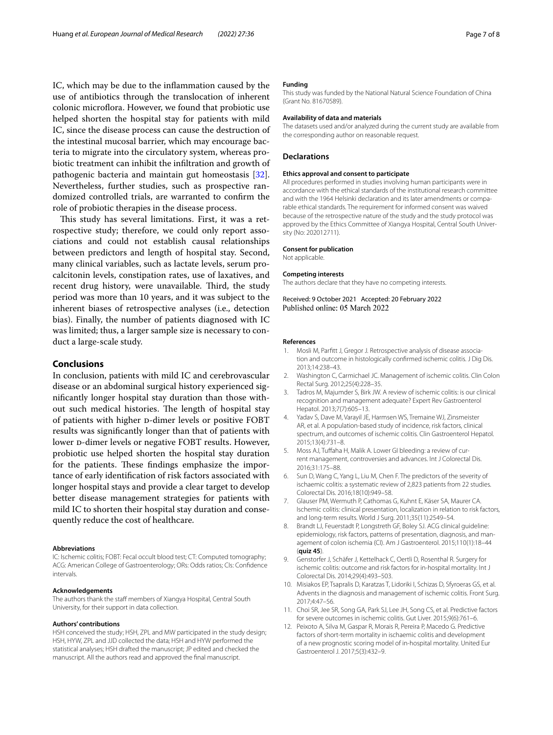IC, which may be due to the inflammation caused by the use of antibiotics through the translocation of inherent colonic microflora. However, we found that probiotic use helped shorten the hospital stay for patients with mild IC, since the disease process can cause the destruction of the intestinal mucosal barrier, which may encourage bacteria to migrate into the circulatory system, whereas probiotic treatment can inhibit the infiltration and growth of pathogenic bacteria and maintain gut homeostasis [32]. Nevertheless, further studies, such as prospective randomized controlled trials, are warranted to confirm the role of probiotic therapies in the disease process.

This study has several limitations. First, it was a retrospective study; therefore, we could only report associations and could not establish causal relationships between predictors and length of hospital stay. Second, many clinical variables, such as lactate levels, serum procalcitonin levels, constipation rates, use of laxatives, and recent drug history, were unavailable. Third, the study period was more than 10 years, and it was subject to the inherent biases of retrospective analyses (i.e., detection bias). Finally, the number of patients diagnosed with IC was limited; thus, a larger sample size is necessary to conduct a large-scale study.

## Conclusions

In conclusion, patients with mild IC and cerebrovascular disease or an abdominal surgical history experienced significantly longer hospital stay duration than those without such medical histories. The length of hospital stay of patients with higher D-dimer levels or positive FOBT results was significantly longer than that of patients with lower D-dimer levels or negative FOBT results. However, probiotic use helped shorten the hospital stay duration for the patients. These findings emphasize the importance of early identification of risk factors associated with longer hospital stays and provide a clear target to develop better disease management strategies for patients with mild IC to shorten their hospital stay duration and consequently reduce the cost of healthcare.

#### Abbreviations

IC: Ischemic colitis; FOBT: Fecal occult blood test; CT: Computed tomography; ACG: American College of Gastroenterology; ORs: Odds ratios; CIs: Confidence intervals.

#### Acknowledgements

The authors thank the staff members of Xiangya Hospital, Central South University, for their support in data collection.

#### Authors' contributions

HSH conceived the study; HSH, ZPL and MW participated in the study design; HSH, HYW, ZPL and JJD collected the data; HSH and HYW performed the statistical analyses; HSH drafted the manuscript; JP edited and checked the manuscript. All the authors read and approved the final manuscript.

#### Funding

This study was funded by the National Natural Science Foundation of China (Grant No. 81670589).

#### Availability of data and materials

The datasets used and/or analyzed during the current study are available from the corresponding author on reasonable request.

### Declarations

#### Ethics approval and consent to participate

All procedures performed in studies involving human participants were in accordance with the ethical standards of the institutional research committee and with the 1964 Helsinki declaration and its later amendments or comparable ethical standards. The requirement for informed consent was waived because of the retrospective nature of the study and the study protocol was approved by the Ethics Committee of Xiangya Hospital, Central South University (No: 202012711).

#### Consent for publication

Not applicable.

#### Competing interests

The authors declare that they have no competing interests.

Received: 9 October 2021 Accepted: 20 February 2022
Published online: 05 March 2022

#### References

1. Mosli M, Parfitt J, Gregor J. Retrospective analysis of disease association and outcome in histologically confirmed ischemic colitis. J Dig Dis. 2013;14:238–43.
2. Washington C, Carmichael JC. Management of ischemic colitis. Clin Colon Rectal Surg. 2012;25(4):228–35.
3. Tadros M, Majumder S, Birk JW. A review of ischemic colitis: is our clinical recognition and management adequate? Expert Rev Gastroenterol Hepatol. 2013;7(7):605–13.
4. Yadav S, Dave M, Varayil JE, Harmsen WS, Tremaine WJ, Zinsmeister AR, et al. A population-based study of incidence, risk factors, clinical spectrum, and outcomes of ischemic colitis. Clin Gastroenterol Hepatol. 2015;13(4):731–8.
5. Moss AJ, Tuffaha H, Malik A. Lower GI bleeding: a review of current management, controversies and advances. Int J Colorectal Dis. 2016;31:175–88.
6. Sun D, Wang C, Yang L, Liu M, Chen F. The predictors of the severity of ischaemic colitis: a systematic review of 2,823 patients from 22 studies. Colorectal Dis. 2016;18(10):949–58.
7. Glauser PM, Wermuth P, Cathomas G, Kuhnt E, Käser SA, Maurer CA. Ischemic colitis: clinical presentation, localization in relation to risk factors, and long-term results. World J Surg. 2011;35(11):2549–54.
8. Brandt LJ, Feuerstadt P, Longstreth GF, Boley SJ. ACG clinical guideline: epidemiology, risk factors, patterns of presentation, diagnosis, and management of colon ischemia (CI). Am J Gastroenterol. 2015;110(1):18–44 (**quiz 45**).
9. Genstorfer J, Schäfer J, Kettelhack C, Oertli D, Rosenthal R. Surgery for ischemic colitis: outcome and risk factors for in-hospital mortality. Int J Colorectal Dis. 2014;29(4):493–503.
10. Misiakos EP, Tsapralis D, Karatzas T, Lidoriki I, Schizas D, Sfyroeras GS, et al. Advents in the diagnosis and management of ischemic colitis. Front Surg. 2017;4:47–56.
11. Choi SR, Jee SR, Song GA, Park SJ, Lee JH, Song CS, et al. Predictive factors for severe outcomes in ischemic colitis. Gut Liver. 2015;9(6):761–6.
12. Peixoto A, Silva M, Gaspar R, Morais R, Pereira P, Macedo G. Predictive factors of short-term mortality in ischaemic colitis and development of a new prognostic scoring model of in-hospital mortality. United Eur Gastroenterol J. 2017;5(3):432–9.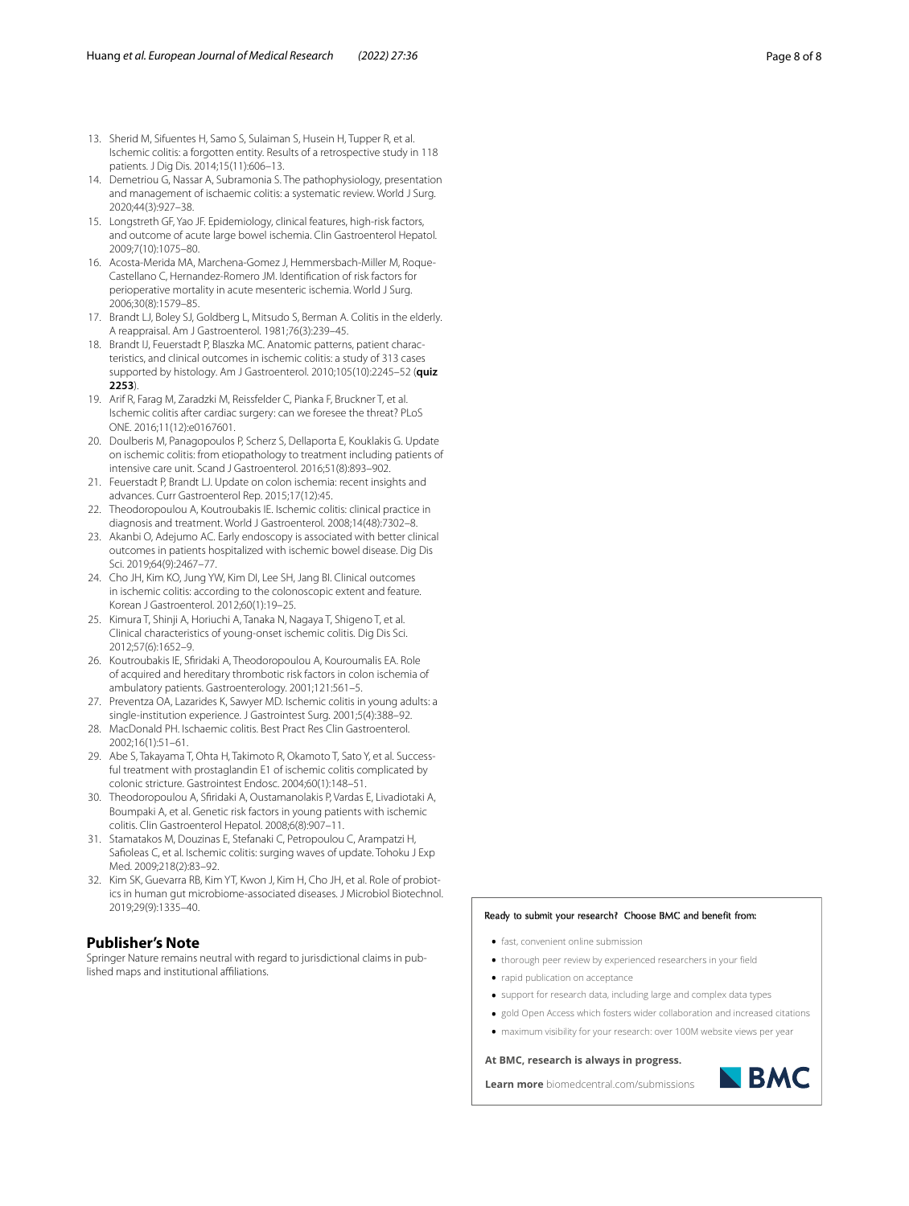13. Sherid M, Sifuentes H, Samo S, Sulaiman S, Husein H, Tupper R, et al. Ischemic colitis: a forgotten entity. Results of a retrospective study in 118 patients. J Dig Dis. 2014;15(11):606–13.
14. Demetriou G, Nassar A, Subramonia S. The pathophysiology, presentation and management of ischaemic colitis: a systematic review. World J Surg. 2020;44(3):927–38.
15. Longstreth GF, Yao JF. Epidemiology, clinical features, high-risk factors, and outcome of acute large bowel ischemia. Clin Gastroenterol Hepatol. 2009;7(10):1075–80.
16. Acosta-Merida MA, Marchena-Gomez J, Hemmersbach-Miller M, Roque-Castellano C, Hernandez-Romero JM. Identification of risk factors for perioperative mortality in acute mesenteric ischemia. World J Surg. 2006;30(8):1579–85.
17. Brandt LJ, Boley SJ, Goldberg L, Mitsudo S, Berman A. Colitis in the elderly. A reappraisal. Am J Gastroenterol. 1981;76(3):239–45.
18. Brandt LJ, Feuerstadt P, Blaszka MC. Anatomic patterns, patient characteristics, and clinical outcomes in ischemic colitis: a study of 313 cases supported by histology. Am J Gastroenterol. 2010;105(10):2245–52 (**quiz 2253**).
19. Arif R, Farag M, Zaradzki M, Reissfelder C, Pianka F, Bruckner T, et al. Ischemic colitis after cardiac surgery: can we foresee the threat? PLoS ONE. 2016;11(12):e0167601.
20. Doulberis M, Panagopoulos P, Scherz S, Dellaporta E, Kouklakis G. Update on ischemic colitis: from etiopathology to treatment including patients of intensive care unit. Scand J Gastroenterol. 2016;51(8):893–902.
21. Feuerstadt P, Brandt LJ. Update on colon ischemia: recent insights and advances. Curr Gastroenterol Rep. 2015;17(12):45.
22. Theodoropoulou A, Koutroubakis IE. Ischemic colitis: clinical practice in diagnosis and treatment. World J Gastroenterol. 2008;14(48):7302–8.
23. Akanbi O, Adejumo AC. Early endoscopy is associated with better clinical outcomes in patients hospitalized with ischemic bowel disease. Dig Dis Sci. 2019;64(9):2467–77.
24. Cho JH, Kim KO, Jung YW, Kim DI, Lee SH, Jang BI. Clinical outcomes in ischemic colitis: according to the colonoscopic extent and feature. Korean J Gastroenterol. 2012;60(1):19–25.
25. Kimura T, Shinji A, Horiuchi A, Tanaka N, Nagaya T, Shigeno T, et al. Clinical characteristics of young-onset ischemic colitis. Dig Dis Sci. 2012;57(6):1652–9.
26. Koutroubakis IE, Sfiridaki A, Theodoropoulou A, Kouroumalis EA. Role of acquired and hereditary thrombotic risk factors in colon ischemia of ambulatory patients. Gastroenterology. 2001;121:561–5.
27. Preventza OA, Lazarides K, Sawyer MD. Ischemic colitis in young adults: a single-institution experience. J Gastrointest Surg. 2001;5(4):388–92.
28. MacDonald PH. Ischaemic colitis. Best Pract Res Clin Gastroenterol. 2002;16(1):51–61.
29. Abe S, Takayama T, Ohta H, Takimoto R, Okamoto T, Sato Y, et al. Successful treatment with prostaglandin E1 of ischemic colitis complicated by colonic stricture. Gastrointest Endosc. 2004;60(1):148–51.
30. Theodoropoulou A, Sfiridaki A, Oustamanolakis P, Vardas E, Livadiotaki A, Boumpaki A, et al. Genetic risk factors in young patients with ischemic colitis. Clin Gastroenterol Hepatol. 2008;6(8):907–11.
31. Stamatakos M, Douzinas E, Stefanaki C, Petropoulou C, Arampatzi H, Safioleas C, et al. Ischemic colitis: surging waves of update. Tohoku J Exp Med. 2009;218(2):83–92.
32. Kim SK, Guevarra RB, Kim YT, Kwon J, Kim H, Cho JH, et al. Role of probiotics in human gut microbiome-associated diseases. J Microbiol Biotechnol. 2019;29(9):1335–40.

## Publisher's Note

Springer Nature remains neutral with regard to jurisdictional claims in published maps and institutional affiliations.

Ready to submit your research? Choose BMC and benefit from:

- fast, convenient online submission
- thorough peer review by experienced researchers in your field
- rapid publication on acceptance
- support for research data, including large and complex data types
- gold Open Access which fosters wider collaboration and increased citations
- maximum visibility for your research: over 100M website views per year

**At BMC, research is always in progress.**

**Learn more** biomedcentral.com/submissions

BMC